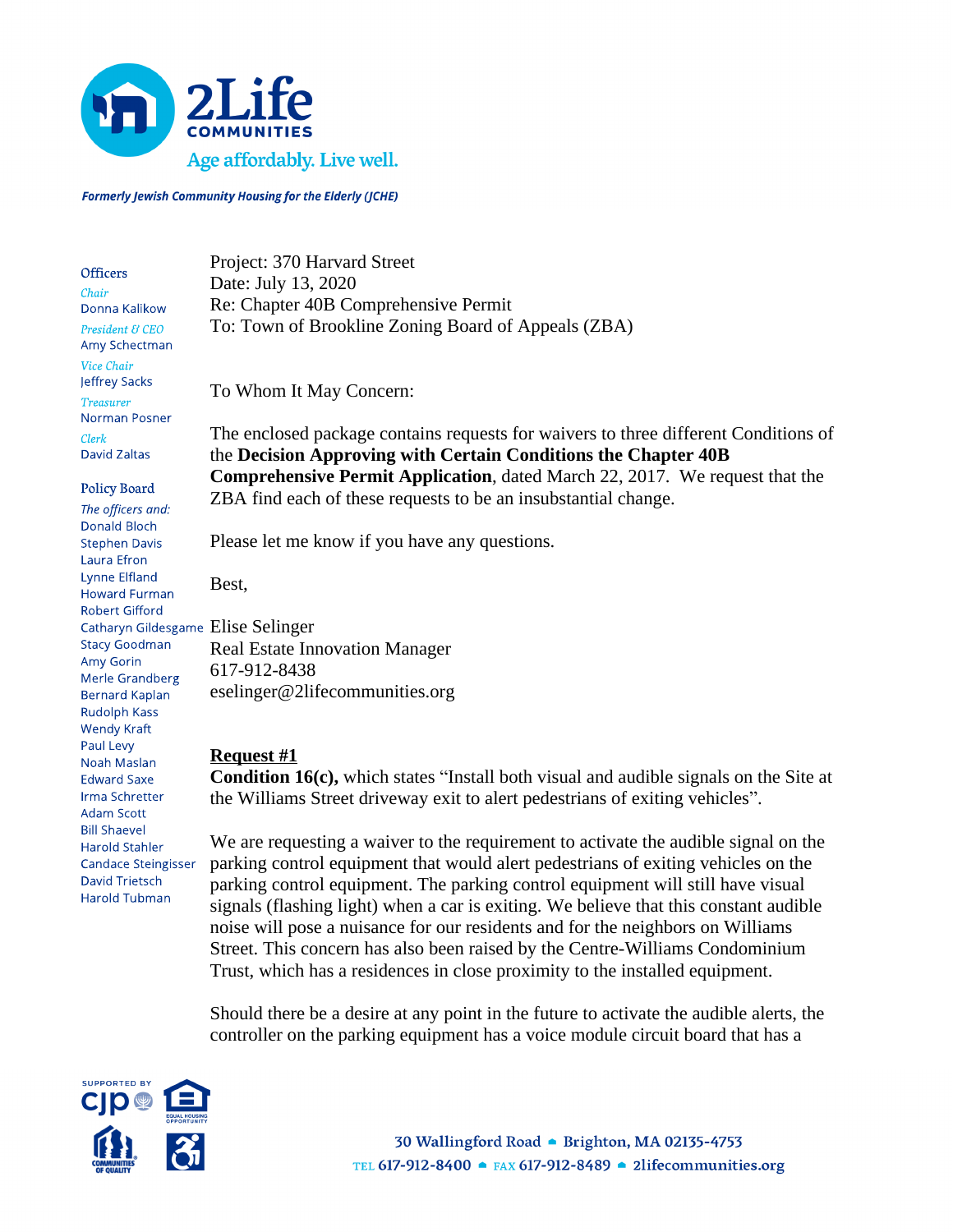**2Life COMMUNITIES**

Age affordably. Live well.

*Formerly Jewish Community Housing for the Elderly (JCHE)*

**Officers**

*Chair*
Donna Kalikow

*President & CEO*
Amy Schectman

*Vice Chair*
Jeffrey Sacks

*Treasurer*
Norman Posner

*Clerk*
David Zaltas

**Policy Board**

*The officers and:*
Donald Bloch
Stephen Davis
Laura Efron
Lynne Elfland
Howard Furman
Robert Gifford
Catharyn Gildesgame
Stacy Goodman
Amy Gorin
Merle Grandberg
Bernard Kaplan
Rudolph Kass
Wendy Kraft
Paul Levy
Noah Maslan
Edward Saxe
Irma Schretter
Adam Scott
Bill Shaevel
Harold Stahler
Candace Steingisser
David Trietsch
Harold Tubman

Project: 370 Harvard Street
Date: July 13, 2020
Re: Chapter 40B Comprehensive Permit
To: Town of Brookline Zoning Board of Appeals (ZBA)

To Whom It May Concern:

The enclosed package contains requests for waivers to three different Conditions of the **Decision Approving with Certain Conditions the Chapter 40B Comprehensive Permit Application**, dated March 22, 2017. We request that the ZBA find each of these requests to be an insubstantial change.

Please let me know if you have any questions.

Best,

Elise Selinger
Real Estate Innovation Manager
617-912-8438
eselinger@2lifecommunities.org

**Request #1**

**Condition 16(c),** which states "Install both visual and audible signals on the Site at the Williams Street driveway exit to alert pedestrians of exiting vehicles".

We are requesting a waiver to the requirement to activate the audible signal on the parking control equipment that would alert pedestrians of exiting vehicles on the parking control equipment. The parking control equipment will still have visual signals (flashing light) when a car is exiting. We believe that this constant audible noise will pose a nuisance for our residents and for the neighbors on Williams Street. This concern has also been raised by the Centre-Williams Condominium Trust, which has a residences in close proximity to the installed equipment.

Should there be a desire at any point in the future to activate the audible alerts, the controller on the parking equipment has a voice module circuit board that has a

30 Wallingford Road • Brighton, MA 02135-4753
TEL 617-912-8400 • FAX 617-912-8489 • 2lifecommunities.org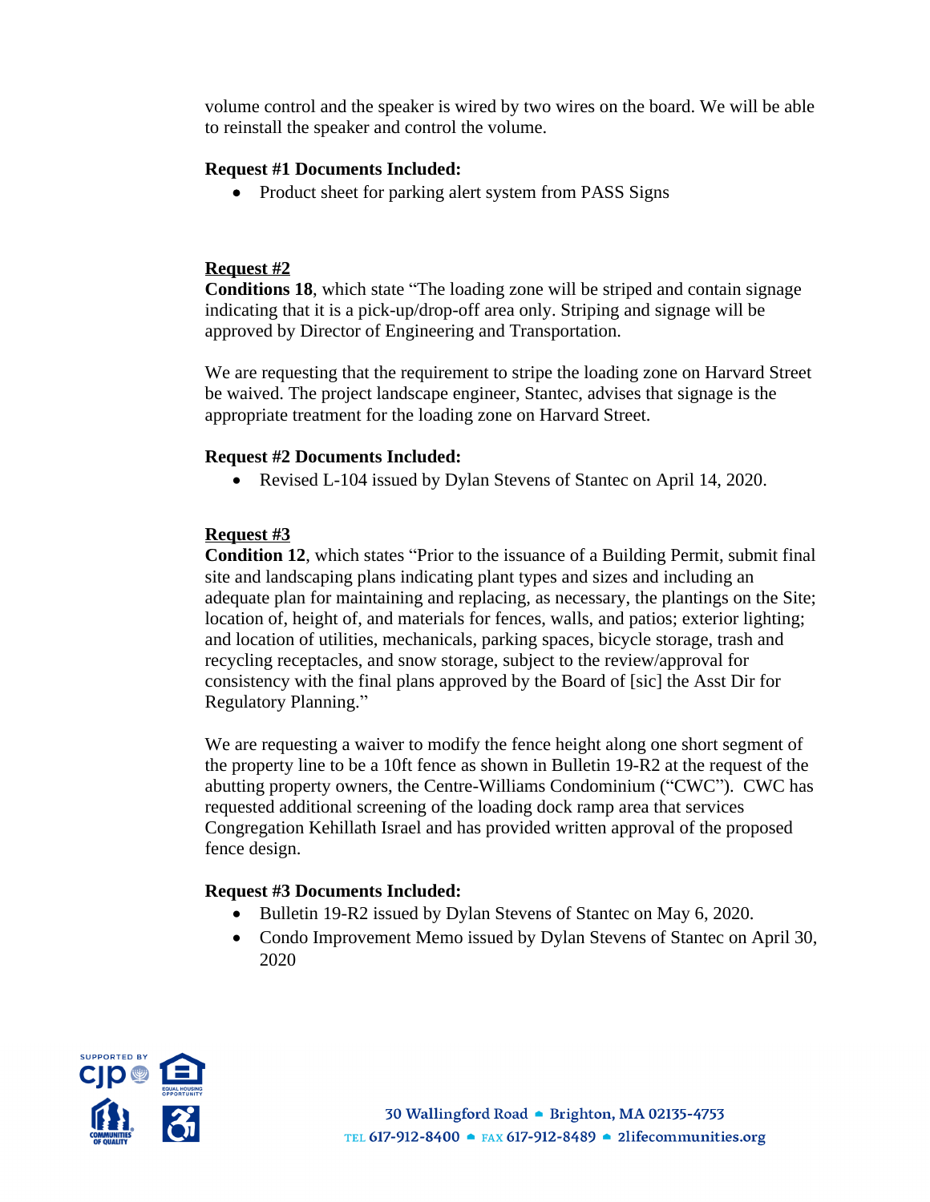volume control and the speaker is wired by two wires on the board. We will be able to reinstall the speaker and control the volume.

**Request #1 Documents Included:**

- Product sheet for parking alert system from PASS Signs

**<u>Request #2</u>**

**Conditions 18**, which state "The loading zone will be striped and contain signage indicating that it is a pick-up/drop-off area only. Striping and signage will be approved by Director of Engineering and Transportation.

We are requesting that the requirement to stripe the loading zone on Harvard Street be waived. The project landscape engineer, Stantec, advises that signage is the appropriate treatment for the loading zone on Harvard Street.

**Request #2 Documents Included:**

- Revised L-104 issued by Dylan Stevens of Stantec on April 14, 2020.

**<u>Request #3</u>**

**Condition 12**, which states "Prior to the issuance of a Building Permit, submit final site and landscaping plans indicating plant types and sizes and including an adequate plan for maintaining and replacing, as necessary, the plantings on the Site; location of, height of, and materials for fences, walls, and patios; exterior lighting; and location of utilities, mechanicals, parking spaces, bicycle storage, trash and recycling receptacles, and snow storage, subject to the review/approval for consistency with the final plans approved by the Board of [sic] the Asst Dir for Regulatory Planning."

We are requesting a waiver to modify the fence height along one short segment of the property line to be a 10ft fence as shown in Bulletin 19-R2 at the request of the abutting property owners, the Centre-Williams Condominium ("CWC"). CWC has requested additional screening of the loading dock ramp area that services Congregation Kehillath Israel and has provided written approval of the proposed fence design.

**Request #3 Documents Included:**

- Bulletin 19-R2 issued by Dylan Stevens of Stantec on May 6, 2020.
- Condo Improvement Memo issued by Dylan Stevens of Stantec on April 30, 2020